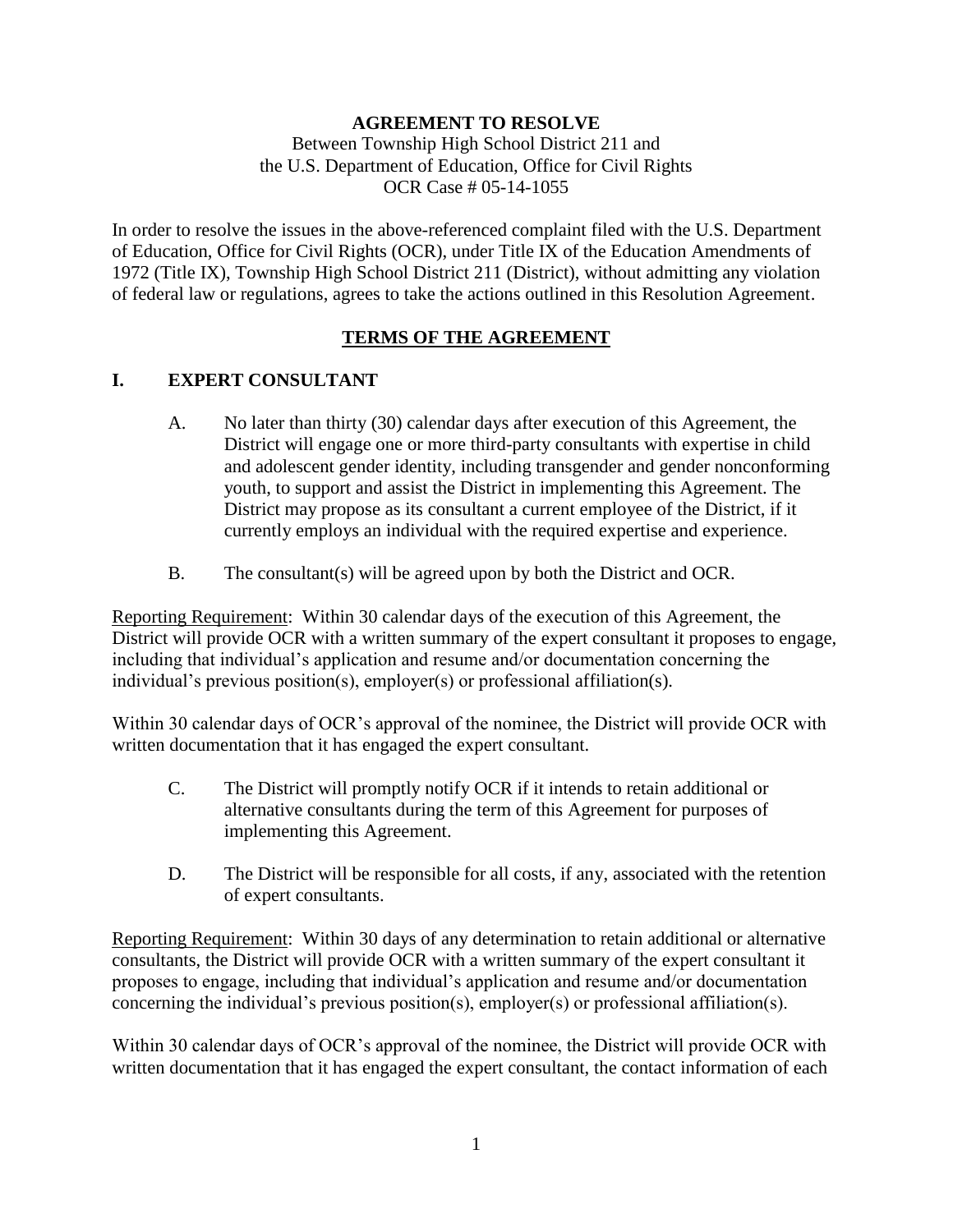**AGREEMENT TO RESOLVE**

Between Township High School District 211 and
the U.S. Department of Education, Office for Civil Rights
OCR Case # 05-14-1055

In order to resolve the issues in the above-referenced complaint filed with the U.S. Department of Education, Office for Civil Rights (OCR), under Title IX of the Education Amendments of 1972 (Title IX), Township High School District 211 (District), without admitting any violation of federal law or regulations, agrees to take the actions outlined in this Resolution Agreement.

**TERMS OF THE AGREEMENT**

## I. EXPERT CONSULTANT

A. No later than thirty (30) calendar days after execution of this Agreement, the District will engage one or more third-party consultants with expertise in child and adolescent gender identity, including transgender and gender nonconforming youth, to support and assist the District in implementing this Agreement. The District may propose as its consultant a current employee of the District, if it currently employs an individual with the required expertise and experience.

B. The consultant(s) will be agreed upon by both the District and OCR.

Reporting Requirement: Within 30 calendar days of the execution of this Agreement, the District will provide OCR with a written summary of the expert consultant it proposes to engage, including that individual's application and resume and/or documentation concerning the individual's previous position(s), employer(s) or professional affiliation(s).

Within 30 calendar days of OCR's approval of the nominee, the District will provide OCR with written documentation that it has engaged the expert consultant.

C. The District will promptly notify OCR if it intends to retain additional or alternative consultants during the term of this Agreement for purposes of implementing this Agreement.

D. The District will be responsible for all costs, if any, associated with the retention of expert consultants.

Reporting Requirement: Within 30 days of any determination to retain additional or alternative consultants, the District will provide OCR with a written summary of the expert consultant it proposes to engage, including that individual's application and resume and/or documentation concerning the individual's previous position(s), employer(s) or professional affiliation(s).

Within 30 calendar days of OCR's approval of the nominee, the District will provide OCR with written documentation that it has engaged the expert consultant, the contact information of each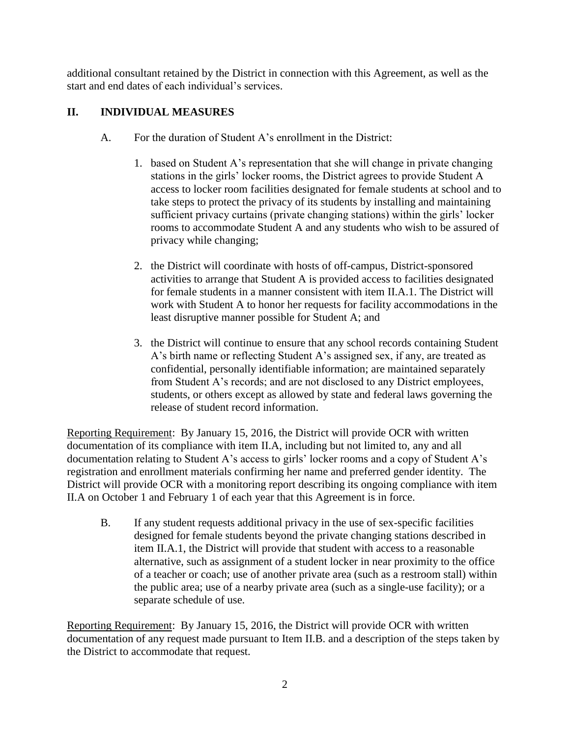additional consultant retained by the District in connection with this Agreement, as well as the start and end dates of each individual's services.

## II. INDIVIDUAL MEASURES

A. For the duration of Student A's enrollment in the District:

1. based on Student A's representation that she will change in private changing stations in the girls' locker rooms, the District agrees to provide Student A access to locker room facilities designated for female students at school and to take steps to protect the privacy of its students by installing and maintaining sufficient privacy curtains (private changing stations) within the girls' locker rooms to accommodate Student A and any students who wish to be assured of privacy while changing;

2. the District will coordinate with hosts of off-campus, District-sponsored activities to arrange that Student A is provided access to facilities designated for female students in a manner consistent with item II.A.1. The District will work with Student A to honor her requests for facility accommodations in the least disruptive manner possible for Student A; and

3. the District will continue to ensure that any school records containing Student A's birth name or reflecting Student A's assigned sex, if any, are treated as confidential, personally identifiable information; are maintained separately from Student A's records; and are not disclosed to any District employees, students, or others except as allowed by state and federal laws governing the release of student record information.

<u>Reporting Requirement</u>: By January 15, 2016, the District will provide OCR with written documentation of its compliance with item II.A, including but not limited to, any and all documentation relating to Student A's access to girls' locker rooms and a copy of Student A's registration and enrollment materials confirming her name and preferred gender identity. The District will provide OCR with a monitoring report describing its ongoing compliance with item II.A on October 1 and February 1 of each year that this Agreement is in force.

B. If any student requests additional privacy in the use of sex-specific facilities designed for female students beyond the private changing stations described in item II.A.1, the District will provide that student with access to a reasonable alternative, such as assignment of a student locker in near proximity to the office of a teacher or coach; use of another private area (such as a restroom stall) within the public area; use of a nearby private area (such as a single-use facility); or a separate schedule of use.

<u>Reporting Requirement</u>: By January 15, 2016, the District will provide OCR with written documentation of any request made pursuant to Item II.B. and a description of the steps taken by the District to accommodate that request.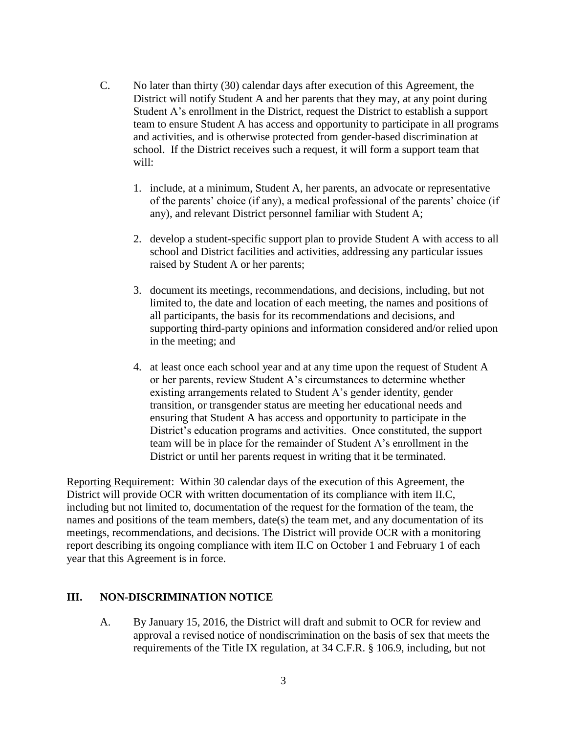C. No later than thirty (30) calendar days after execution of this Agreement, the District will notify Student A and her parents that they may, at any point during Student A's enrollment in the District, request the District to establish a support team to ensure Student A has access and opportunity to participate in all programs and activities, and is otherwise protected from gender-based discrimination at school. If the District receives such a request, it will form a support team that will:

   1. include, at a minimum, Student A, her parents, an advocate or representative of the parents' choice (if any), a medical professional of the parents' choice (if any), and relevant District personnel familiar with Student A;

   2. develop a student-specific support plan to provide Student A with access to all school and District facilities and activities, addressing any particular issues raised by Student A or her parents;

   3. document its meetings, recommendations, and decisions, including, but not limited to, the date and location of each meeting, the names and positions of all participants, the basis for its recommendations and decisions, and supporting third-party opinions and information considered and/or relied upon in the meeting; and

   4. at least once each school year and at any time upon the request of Student A or her parents, review Student A's circumstances to determine whether existing arrangements related to Student A's gender identity, gender transition, or transgender status are meeting her educational needs and ensuring that Student A has access and opportunity to participate in the District's education programs and activities. Once constituted, the support team will be in place for the remainder of Student A's enrollment in the District or until her parents request in writing that it be terminated.

Reporting Requirement: Within 30 calendar days of the execution of this Agreement, the District will provide OCR with written documentation of its compliance with item II.C, including but not limited to, documentation of the request for the formation of the team, the names and positions of the team members, date(s) the team met, and any documentation of its meetings, recommendations, and decisions. The District will provide OCR with a monitoring report describing its ongoing compliance with item II.C on October 1 and February 1 of each year that this Agreement is in force.

## III. NON-DISCRIMINATION NOTICE

A. By January 15, 2016, the District will draft and submit to OCR for review and approval a revised notice of nondiscrimination on the basis of sex that meets the requirements of the Title IX regulation, at 34 C.F.R. § 106.9, including, but not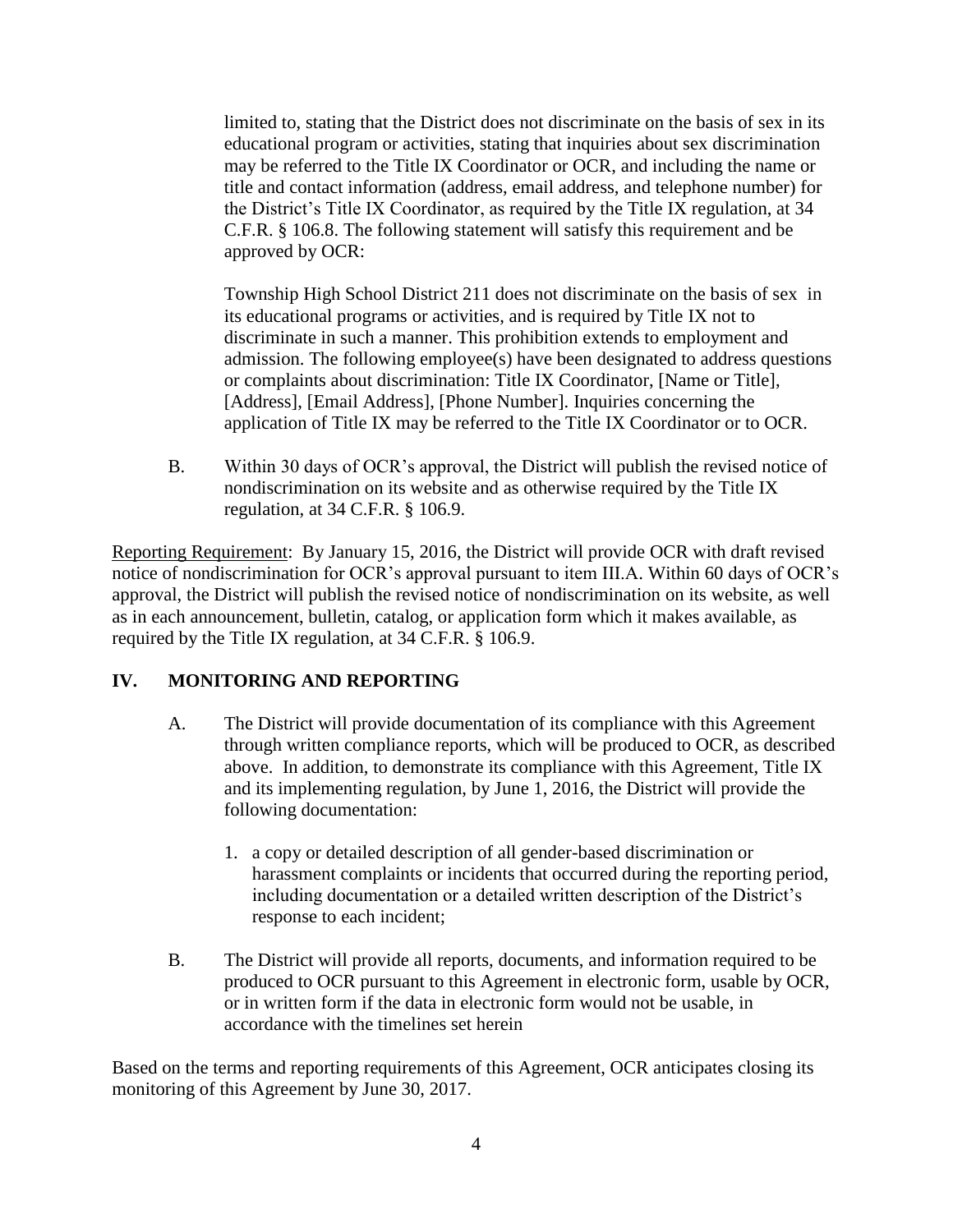limited to, stating that the District does not discriminate on the basis of sex in its educational program or activities, stating that inquiries about sex discrimination may be referred to the Title IX Coordinator or OCR, and including the name or title and contact information (address, email address, and telephone number) for the District's Title IX Coordinator, as required by the Title IX regulation, at 34 C.F.R. § 106.8. The following statement will satisfy this requirement and be approved by OCR:

Township High School District 211 does not discriminate on the basis of sex in its educational programs or activities, and is required by Title IX not to discriminate in such a manner. This prohibition extends to employment and admission. The following employee(s) have been designated to address questions or complaints about discrimination: Title IX Coordinator, [Name or Title], [Address], [Email Address], [Phone Number]. Inquiries concerning the application of Title IX may be referred to the Title IX Coordinator or to OCR.

B. Within 30 days of OCR's approval, the District will publish the revised notice of nondiscrimination on its website and as otherwise required by the Title IX regulation, at 34 C.F.R. § 106.9.

Reporting Requirement: By January 15, 2016, the District will provide OCR with draft revised notice of nondiscrimination for OCR's approval pursuant to item III.A. Within 60 days of OCR's approval, the District will publish the revised notice of nondiscrimination on its website, as well as in each announcement, bulletin, catalog, or application form which it makes available, as required by the Title IX regulation, at 34 C.F.R. § 106.9.

## IV. MONITORING AND REPORTING

A. The District will provide documentation of its compliance with this Agreement through written compliance reports, which will be produced to OCR, as described above. In addition, to demonstrate its compliance with this Agreement, Title IX and its implementing regulation, by June 1, 2016, the District will provide the following documentation:

1. a copy or detailed description of all gender-based discrimination or harassment complaints or incidents that occurred during the reporting period, including documentation or a detailed written description of the District's response to each incident;

B. The District will provide all reports, documents, and information required to be produced to OCR pursuant to this Agreement in electronic form, usable by OCR, or in written form if the data in electronic form would not be usable, in accordance with the timelines set herein

Based on the terms and reporting requirements of this Agreement, OCR anticipates closing its monitoring of this Agreement by June 30, 2017.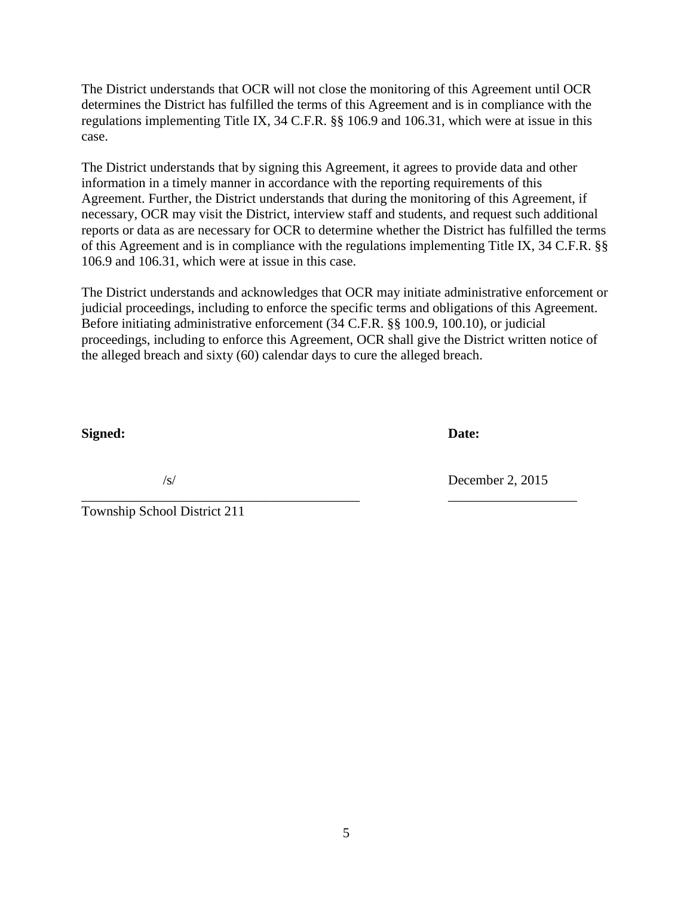The District understands that OCR will not close the monitoring of this Agreement until OCR determines the District has fulfilled the terms of this Agreement and is in compliance with the regulations implementing Title IX, 34 C.F.R. §§ 106.9 and 106.31, which were at issue in this case.

The District understands that by signing this Agreement, it agrees to provide data and other information in a timely manner in accordance with the reporting requirements of this Agreement. Further, the District understands that during the monitoring of this Agreement, if necessary, OCR may visit the District, interview staff and students, and request such additional reports or data as are necessary for OCR to determine whether the District has fulfilled the terms of this Agreement and is in compliance with the regulations implementing Title IX, 34 C.F.R. §§ 106.9 and 106.31, which were at issue in this case.

The District understands and acknowledges that OCR may initiate administrative enforcement or judicial proceedings, including to enforce the specific terms and obligations of this Agreement. Before initiating administrative enforcement (34 C.F.R. §§ 100.9, 100.10), or judicial proceedings, including to enforce this Agreement, OCR shall give the District written notice of the alleged breach and sixty (60) calendar days to cure the alleged breach.

**Signed:** **Date:**

/s/ December 2, 2015

___________________________________________ ____________________

Township School District 211